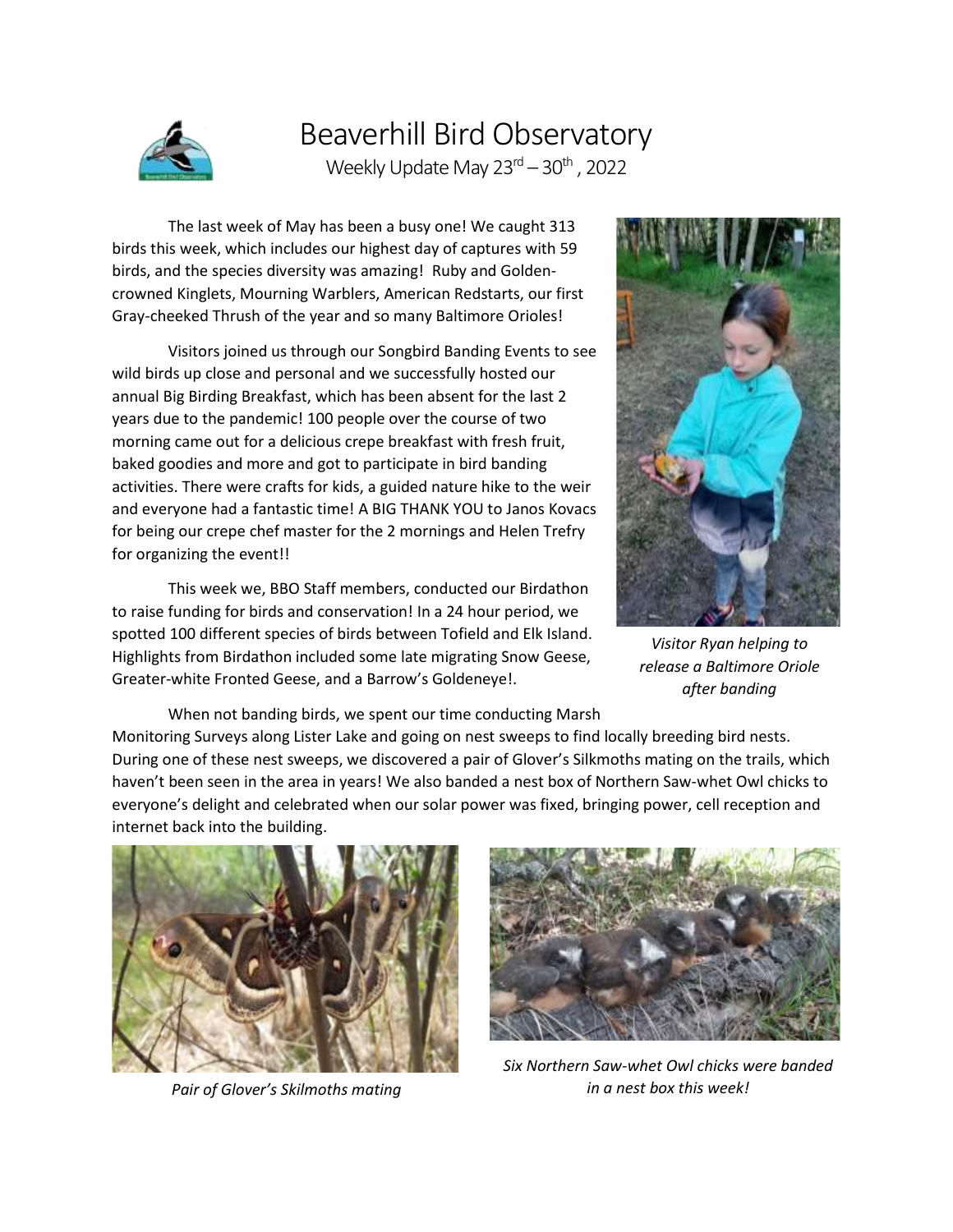# Beaverhill Bird Observatory

Weekly Update May 23rd – 30th , 2022

The last week of May has been a busy one! We caught 313 birds this week, which includes our highest day of captures with 59 birds, and the species diversity was amazing! Ruby and Golden-crowned Kinglets, Mourning Warblers, American Redstarts, our first Gray-cheeked Thrush of the year and so many Baltimore Orioles!

Visitors joined us through our Songbird Banding Events to see wild birds up close and personal and we successfully hosted our annual Big Birding Breakfast, which has been absent for the last 2 years due to the pandemic! 100 people over the course of two morning came out for a delicious crepe breakfast with fresh fruit, baked goodies and more and got to participate in bird banding activities. There were crafts for kids, a guided nature hike to the weir and everyone had a fantastic time! A BIG THANK YOU to Janos Kovacs for being our crepe chef master for the 2 mornings and Helen Trefry for organizing the event!!

This week we, BBO Staff members, conducted our Birdathon to raise funding for birds and conservation! In a 24 hour period, we spotted 100 different species of birds between Tofield and Elk Island. Highlights from Birdathon included some late migrating Snow Geese, Greater-white Fronted Geese, and a Barrow's Goldeneye!.

*Visitor Ryan helping to release a Baltimore Oriole after banding*

When not banding birds, we spent our time conducting Marsh Monitoring Surveys along Lister Lake and going on nest sweeps to find locally breeding bird nests. During one of these nest sweeps, we discovered a pair of Glover's Silkmoths mating on the trails, which haven't been seen in the area in years! We also banded a nest box of Northern Saw-whet Owl chicks to everyone's delight and celebrated when our solar power was fixed, bringing power, cell reception and internet back into the building.

*Pair of Glover's Skilmoths mating*

*Six Northern Saw-whet Owl chicks were banded in a nest box this week!*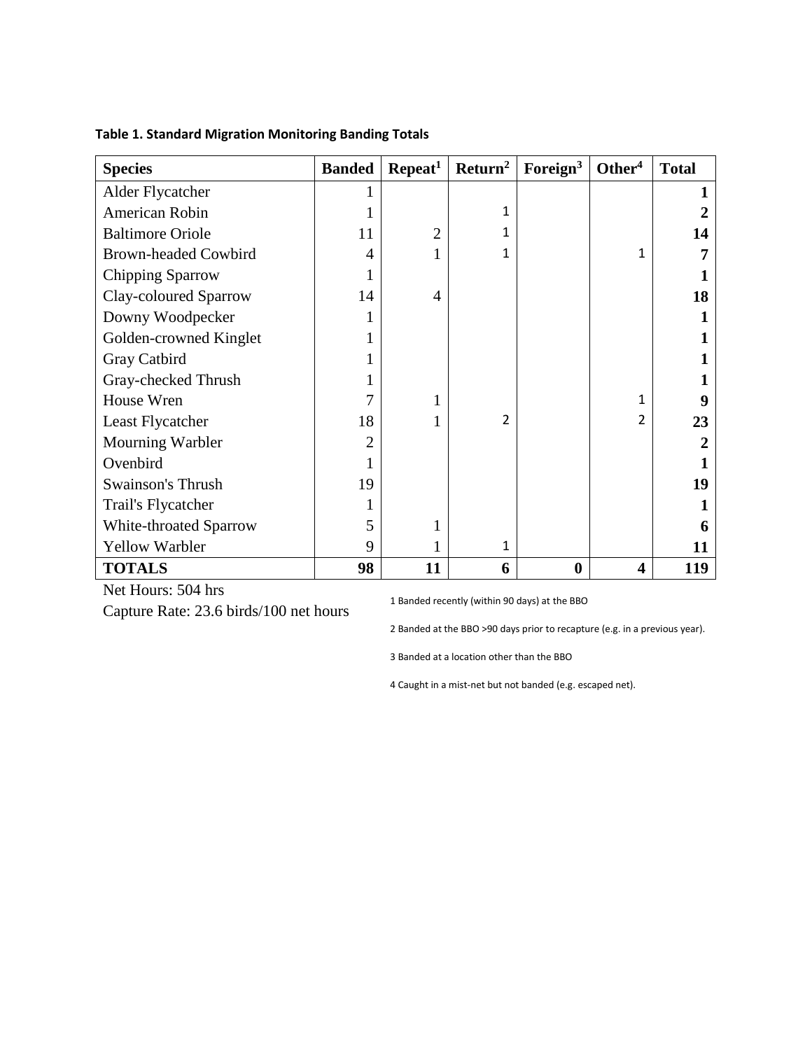**Table 1. Standard Migration Monitoring Banding Totals**

| Species | Banded | Repeat[1] | Return[2] | Foreign[3] | Other[4] | Total |
|---|---|---|---|---|---|---|
| Alder Flycatcher | 1 | | | | | **1** |
| American Robin | 1 | | 1 | | | **2** |
| Baltimore Oriole | 11 | 2 | 1 | | | **14** |
| Brown-headed Cowbird | 4 | 1 | 1 | | 1 | **7** |
| Chipping Sparrow | 1 | | | | | **1** |
| Clay-coloured Sparrow | 14 | 4 | | | | **18** |
| Downy Woodpecker | 1 | | | | | **1** |
| Golden-crowned Kinglet | 1 | | | | | **1** |
| Gray Catbird | 1 | | | | | **1** |
| Gray-checked Thrush | 1 | | | | | **1** |
| House Wren | 7 | 1 | | | 1 | **9** |
| Least Flycatcher | 18 | 1 | 2 | | 2 | **23** |
| Mourning Warbler | 2 | | | | | **2** |
| Ovenbird | 1 | | | | | **1** |
| Swainson's Thrush | 19 | | | | | **19** |
| Trail's Flycatcher | 1 | | | | | **1** |
| White-throated Sparrow | 5 | 1 | | | | **6** |
| Yellow Warbler | 9 | 1 | 1 | | | **11** |
| **TOTALS** | **98** | **11** | **6** | **0** | **4** | **119** |

Net Hours: 504 hrs

Capture Rate: 23.6 birds/100 net hours

1 Banded recently (within 90 days) at the BBO

2 Banded at the BBO >90 days prior to recapture (e.g. in a previous year).

3 Banded at a location other than the BBO

4 Caught in a mist-net but not banded (e.g. escaped net).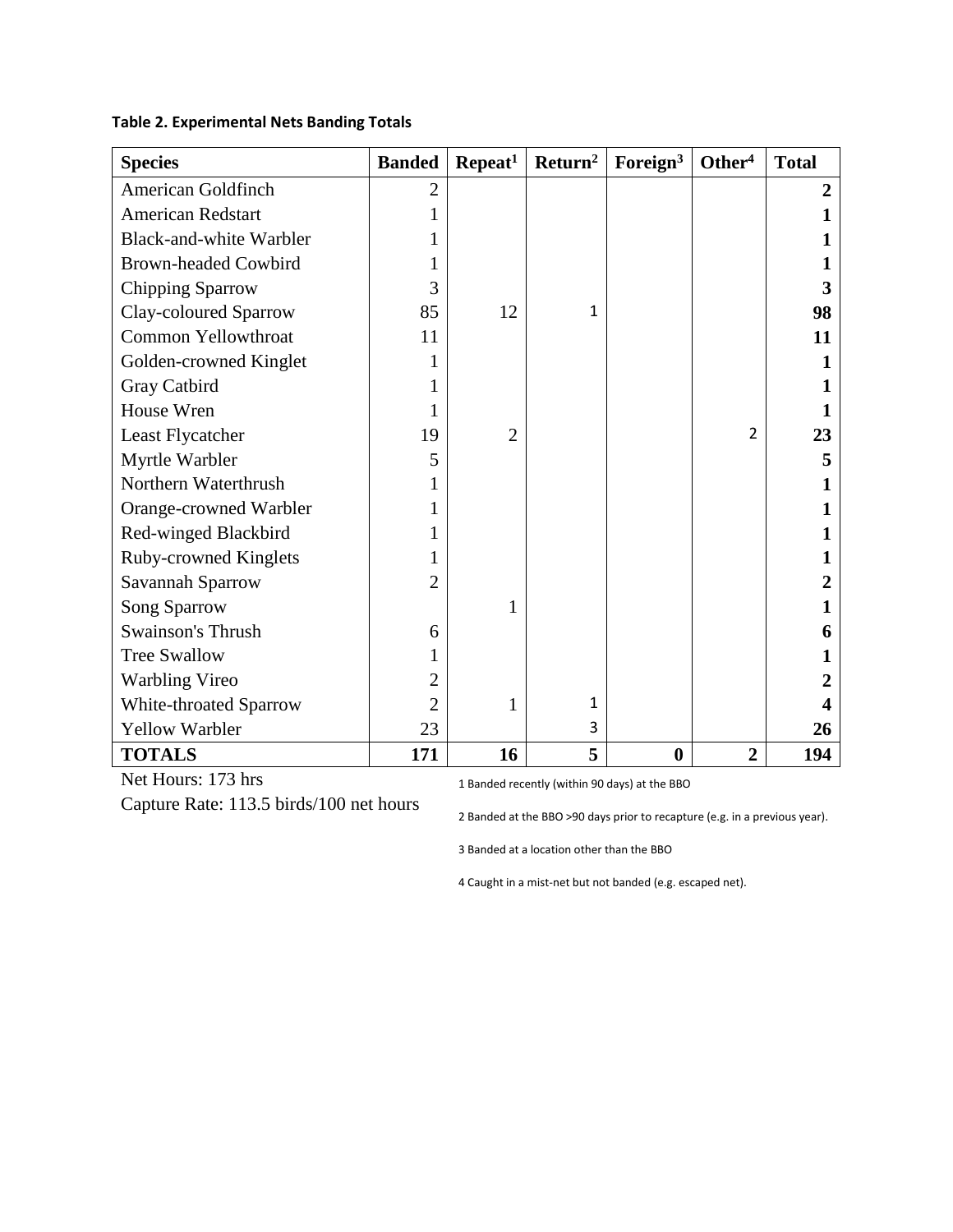**Table 2. Experimental Nets Banding Totals**

| Species | Banded | Repeat[1] | Return[2] | Foreign[3] | Other[4] | Total |
|---|---|---|---|---|---|---|
| American Goldfinch | 2 | | | | | **2** |
| American Redstart | 1 | | | | | **1** |
| Black-and-white Warbler | 1 | | | | | **1** |
| Brown-headed Cowbird | 1 | | | | | **1** |
| Chipping Sparrow | 3 | | | | | **3** |
| Clay-coloured Sparrow | 85 | 12 | 1 | | | **98** |
| Common Yellowthroat | 11 | | | | | **11** |
| Golden-crowned Kinglet | 1 | | | | | **1** |
| Gray Catbird | 1 | | | | | **1** |
| House Wren | 1 | | | | | **1** |
| Least Flycatcher | 19 | 2 | | | 2 | **23** |
| Myrtle Warbler | 5 | | | | | **5** |
| Northern Waterthrush | 1 | | | | | **1** |
| Orange-crowned Warbler | 1 | | | | | **1** |
| Red-winged Blackbird | 1 | | | | | **1** |
| Ruby-crowned Kinglets | 1 | | | | | **1** |
| Savannah Sparrow | 2 | | | | | **2** |
| Song Sparrow | | 1 | | | | **1** |
| Swainson's Thrush | 6 | | | | | **6** |
| Tree Swallow | 1 | | | | | **1** |
| Warbling Vireo | 2 | | | | | **2** |
| White-throated Sparrow | 2 | 1 | 1 | | | **4** |
| Yellow Warbler | 23 | | 3 | | | **26** |
| **TOTALS** | **171** | **16** | **5** | **0** | **2** | **194** |

Net Hours: 173 hrs

Capture Rate: 113.5 birds/100 net hours

1 Banded recently (within 90 days) at the BBO

2 Banded at the BBO >90 days prior to recapture (e.g. in a previous year).

3 Banded at a location other than the BBO

4 Caught in a mist-net but not banded (e.g. escaped net).